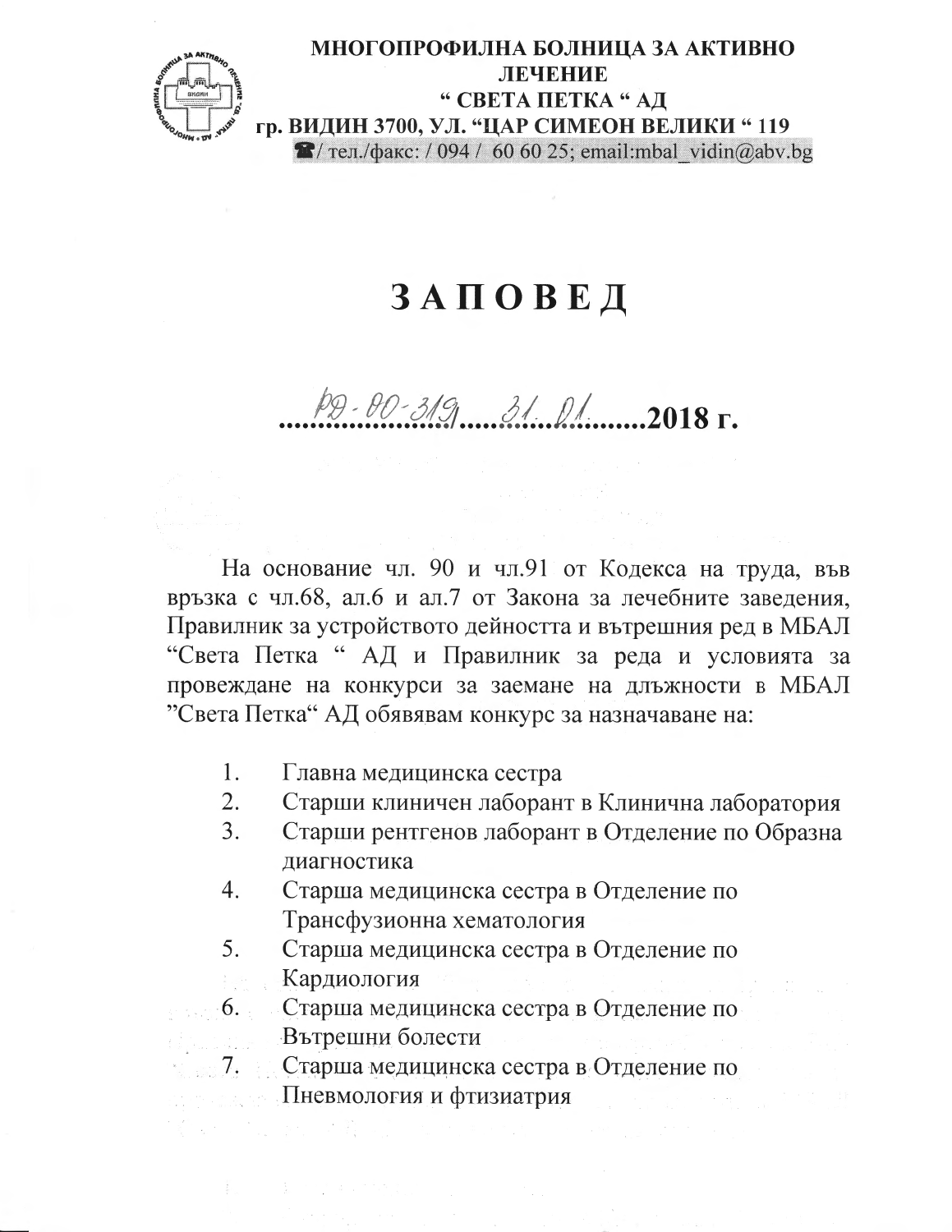**МНОГОПРОФИЛНА БОЛНИЦА ЗА АКТИВНО ЛЕЧЕНИЕ**
**" СВЕТА ПЕТКА " АД**
**гр. ВИДИН 3700, УЛ. "ЦАР СИМЕОН ВЕЛИКИ " 119**
тел./факс: / 094 / 60 60 25; email:mbal_vidin@abv.bg

# З А П О В Е Д

**........РД-00-319........31.01..........2018 г.**

На основание чл. 90 и чл.91 от Кодекса на труда, във връзка с чл.68, ал.6 и ал.7 от Закона за лечебните заведения, Правилник за устройството дейността и вътрешния ред в МБАЛ "Света Петка " АД и Правилник за реда и условията за провеждане на конкурси за заемане на длъжности в МБАЛ "Света Петка" АД обявявам конкурс за назначаване на:

1. Главна медицинска сестра
2. Старши клиничен лаборант в Клинична лаборатория
3. Старши рентгенов лаборант в Отделение по Образна диагностика
4. Старша медицинска сестра в Отделение по Трансфузионна хематология
5. Старша медицинска сестра в Отделение по Кардиология
6. Старша медицинска сестра в Отделение по Вътрешни болести
7. Старша медицинска сестра в Отделение по Пневмология и фтизиатрия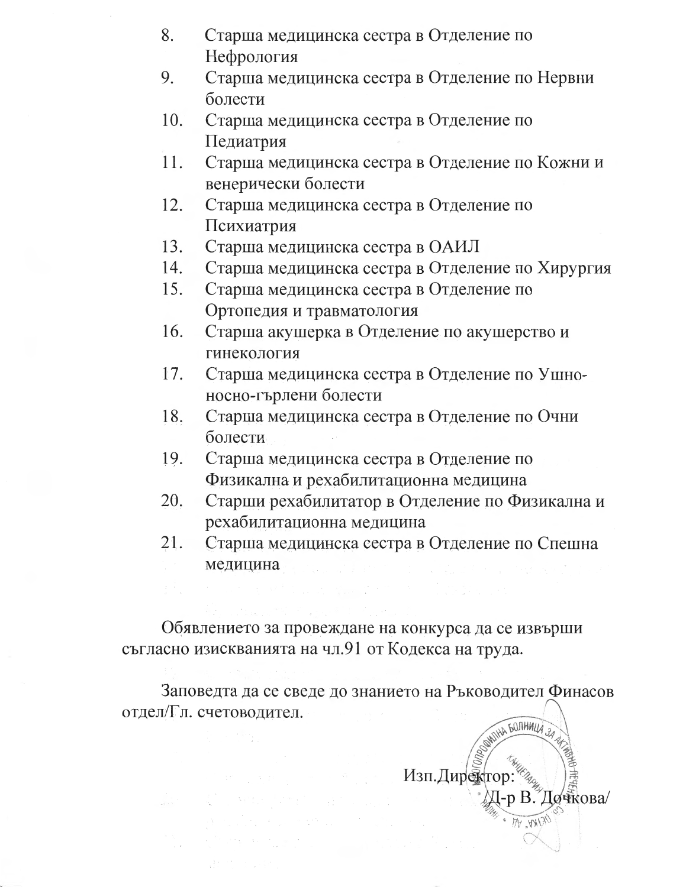8. Старша медицинска сестра в Отделение по Нефрология
9. Старша медицинска сестра в Отделение по Нервни болести
10. Старша медицинска сестра в Отделение по Педиатрия
11. Старша медицинска сестра в Отделение по Кожни и венерически болести
12. Старша медицинска сестра в Отделение по Психиатрия
13. Старша медицинска сестра в ОАИЛ
14. Старша медицинска сестра в Отделение по Хирургия
15. Старша медицинска сестра в Отделение по Ортопедия и травматология
16. Старша акушерка в Отделение по акушерство и гинекология
17. Старша медицинска сестра в Отделение по Ушно-носно-гърлени болести
18. Старша медицинска сестра в Отделение по Очни болести
19. Старша медицинска сестра в Отделение по Физикална и рехабилитационна медицина
20. Старши рехабилитатор в Отделение по Физикална и рехабилитационна медицина
21. Старша медицинска сестра в Отделение по Спешна медицина

Обявлението за провеждане на конкурса да се извърши съгласно изискванията на чл.91 от Кодекса на труда.

Заповедта да се сведе до знанието на Ръководител Финасов отдел/Гл. счетоводител.

Изп.Директор:
/Д-р В. Дочкова/